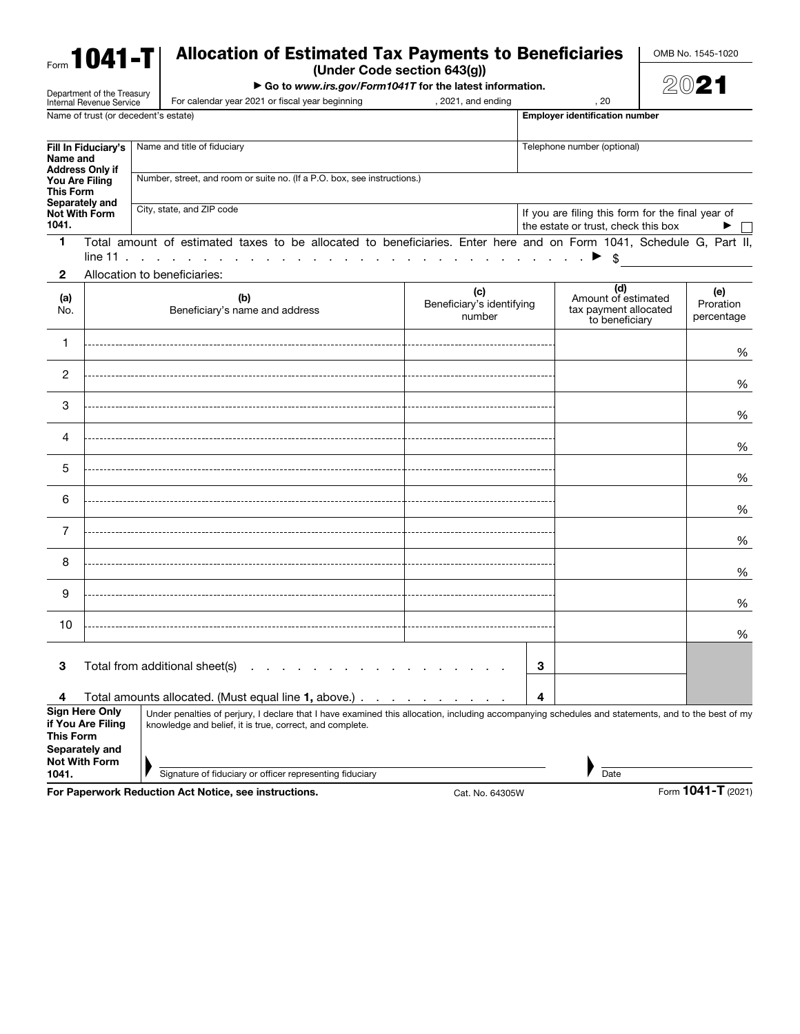Form **1041-T**

Department of the Treasury
Internal Revenue Service

# Allocation of Estimated Tax Payments to Beneficiaries

**(Under Code section 643(g))**

▶ **Go to** ***www.irs.gov/Form1041T*** **for the latest information.**

OMB No. 1545-1020

2021

For calendar year 2021 or fiscal year beginning , 2021, and ending , 20

| Name of trust (or decedent's estate) | **Employer identification number** |
|---|---|
| | |

| **Fill In Fiduciary's Name and Address Only if You Are Filing This Form Separately and Not With Form 1041.** | Name and title of fiduciary | Telephone number (optional) |
|---|---|---|
| | Number, street, and room or suite no. (If a P.O. box, see instructions.) | |
| | City, state, and ZIP code | If you are filing this form for the final year of the estate or trust, check this box ▶ ☐ |

**1** Total amount of estimated taxes to be allocated to beneficiaries. Enter here and on Form 1041, Schedule G, Part II, line 11 . . . . . . . . . . . . . . . . . . . . . . . . . . . . . . ▶ $

**2** Allocation to beneficiaries:

| **(a)** No. | **(b)** Beneficiary's name and address | **(c)** Beneficiary's identifying number | **(d)** Amount of estimated tax payment allocated to beneficiary | **(e)** Proration percentage |
|---|---|---|---|---|
| 1 | | | | % |
| 2 | | | | % |
| 3 | | | | % |
| 4 | | | | % |
| 5 | | | | % |
| 6 | | | | % |
| 7 | | | | % |
| 8 | | | | % |
| 9 | | | | % |
| 10 | | | | % |

**3** Total from additional sheet(s) . . . . . . . . . . . . . . . . . . **3**

**4** Total amounts allocated. (Must equal line **1,** above.) . . . . . . . . . . . . **4**

**Sign Here Only if You Are Filing This Form Separately and Not With Form 1041.**

Under penalties of perjury, I declare that I have examined this allocation, including accompanying schedules and statements, and to the best of my knowledge and belief, it is true, correct, and complete.

▶ Signature of fiduciary or officer representing fiduciary ▶ Date

**For Paperwork Reduction Act Notice, see instructions.** Cat. No. 64305W Form **1041-T** (2021)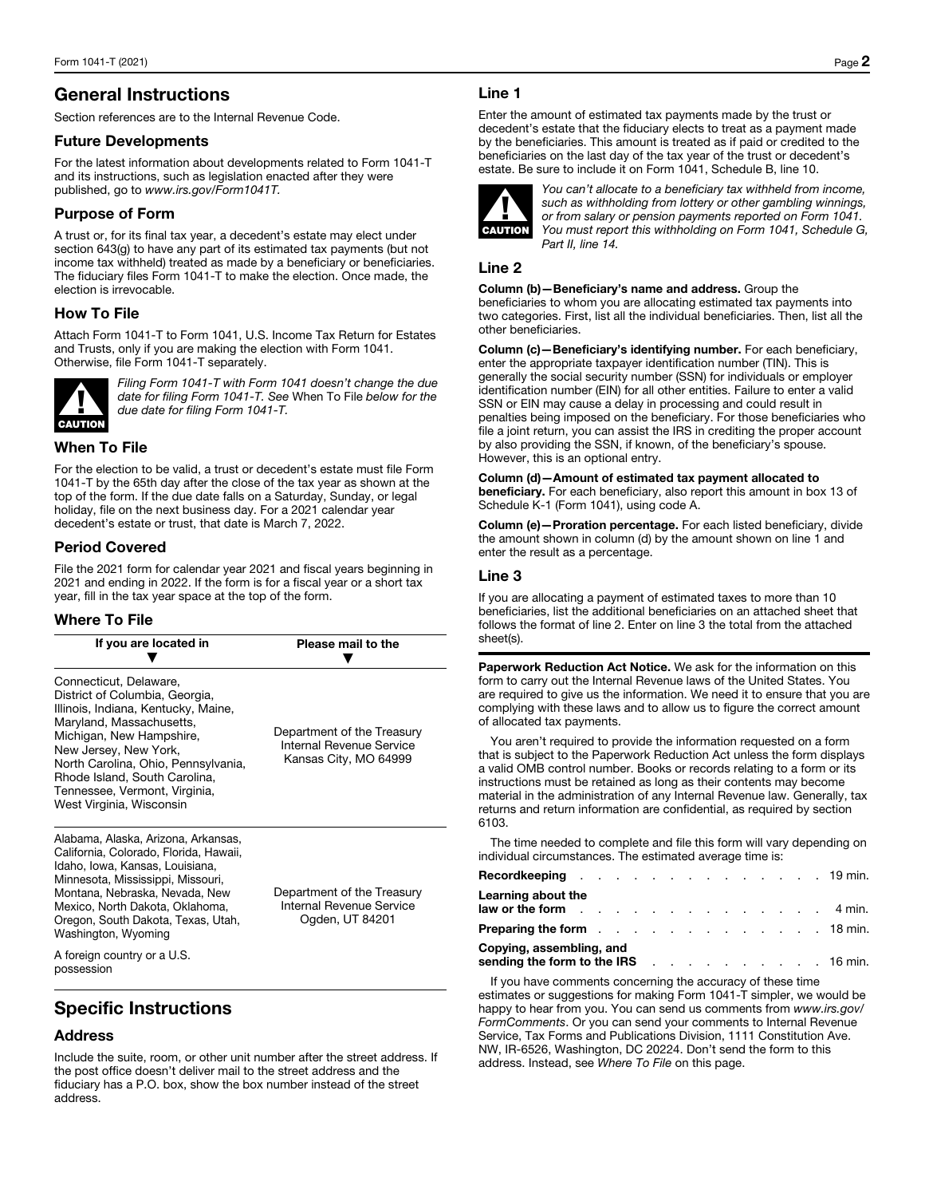## General Instructions

Section references are to the Internal Revenue Code.

### Future Developments

For the latest information about developments related to Form 1041-T and its instructions, such as legislation enacted after they were published, go to *www.irs.gov/Form1041T.*

### Purpose of Form

A trust or, for its final tax year, a decedent's estate may elect under section 643(g) to have any part of its estimated tax payments (but not income tax withheld) treated as made by a beneficiary or beneficiaries. The fiduciary files Form 1041-T to make the election. Once made, the election is irrevocable.

### How To File

Attach Form 1041-T to Form 1041, U.S. Income Tax Return for Estates and Trusts, only if you are making the election with Form 1041. Otherwise, file Form 1041-T separately.

**CAUTION** *Filing Form 1041-T with Form 1041 doesn't change the due date for filing Form 1041-T. See* When To File *below for the due date for filing Form 1041-T.*

### When To File

For the election to be valid, a trust or decedent's estate must file Form 1041-T by the 65th day after the close of the tax year as shown at the top of the form. If the due date falls on a Saturday, Sunday, or legal holiday, file on the next business day. For a 2021 calendar year decedent's estate or trust, that date is March 7, 2022.

### Period Covered

File the 2021 form for calendar year 2021 and fiscal years beginning in 2021 and ending in 2022. If the form is for a fiscal year or a short tax year, fill in the tax year space at the top of the form.

### Where To File

| If you are located in ▼ | Please mail to the ▼ |
|---|---|
| Connecticut, Delaware, District of Columbia, Georgia, Illinois, Indiana, Kentucky, Maine, Maryland, Massachusetts, Michigan, New Hampshire, New Jersey, New York, North Carolina, Ohio, Pennsylvania, Rhode Island, South Carolina, Tennessee, Vermont, Virginia, West Virginia, Wisconsin | Department of the Treasury Internal Revenue Service Kansas City, MO 64999 |
| Alabama, Alaska, Arizona, Arkansas, California, Colorado, Florida, Hawaii, Idaho, Iowa, Kansas, Louisiana, Minnesota, Mississippi, Missouri, Montana, Nebraska, Nevada, New Mexico, North Dakota, Oklahoma, Oregon, South Dakota, Texas, Utah, Washington, Wyoming<br><br>A foreign country or a U.S. possession | Department of the Treasury Internal Revenue Service Ogden, UT 84201 |

## Specific Instructions

### Address

Include the suite, room, or other unit number after the street address. If the post office doesn't deliver mail to the street address and the fiduciary has a P.O. box, show the box number instead of the street address.

### Line 1

Enter the amount of estimated tax payments made by the trust or decedent's estate that the fiduciary elects to treat as a payment made by the beneficiaries. This amount is treated as if paid or credited to the beneficiaries on the last day of the tax year of the trust or decedent's estate. Be sure to include it on Form 1041, Schedule B, line 10.

**CAUTION** *You can't allocate to a beneficiary tax withheld from income, such as withholding from lottery or other gambling winnings, or from salary or pension payments reported on Form 1041. You must report this withholding on Form 1041, Schedule G, Part II, line 14.*

### Line 2

**Column (b)—Beneficiary's name and address.** Group the beneficiaries to whom you are allocating estimated tax payments into two categories. First, list all the individual beneficiaries. Then, list all the other beneficiaries.

**Column (c)—Beneficiary's identifying number.** For each beneficiary, enter the appropriate taxpayer identification number (TIN). This is generally the social security number (SSN) for individuals or employer identification number (EIN) for all other entities. Failure to enter a valid SSN or EIN may cause a delay in processing and could result in penalties being imposed on the beneficiary. For those beneficiaries who file a joint return, you can assist the IRS in crediting the proper account by also providing the SSN, if known, of the beneficiary's spouse. However, this is an optional entry.

**Column (d)—Amount of estimated tax payment allocated to beneficiary.** For each beneficiary, also report this amount in box 13 of Schedule K-1 (Form 1041), using code A.

**Column (e)—Proration percentage.** For each listed beneficiary, divide the amount shown in column (d) by the amount shown on line 1 and enter the result as a percentage.

### Line 3

If you are allocating a payment of estimated taxes to more than 10 beneficiaries, list the additional beneficiaries on an attached sheet that follows the format of line 2. Enter on line 3 the total from the attached sheet(s).

**Paperwork Reduction Act Notice.** We ask for the information on this form to carry out the Internal Revenue laws of the United States. You are required to give us the information. We need it to ensure that you are complying with these laws and to allow us to figure the correct amount of allocated tax payments.

You aren't required to provide the information requested on a form that is subject to the Paperwork Reduction Act unless the form displays a valid OMB control number. Books or records relating to a form or its instructions must be retained as long as their contents may become material in the administration of any Internal Revenue law. Generally, tax returns and return information are confidential, as required by section 6103.

The time needed to complete and file this form will vary depending on individual circumstances. The estimated average time is:

| | |
|---|---|
| **Recordkeeping** | 19 min. |
| **Learning about the law or the form** | 4 min. |
| **Preparing the form** | 18 min. |
| **Copying, assembling, and sending the form to the IRS** | 16 min. |

If you have comments concerning the accuracy of these time estimates or suggestions for making Form 1041-T simpler, we would be happy to hear from you. You can send us comments from *www.irs.gov/FormComments*. Or you can send your comments to Internal Revenue Service, Tax Forms and Publications Division, 1111 Constitution Ave. NW, IR-6526, Washington, DC 20224. Don't send the form to this address. Instead, see *Where To File* on this page.